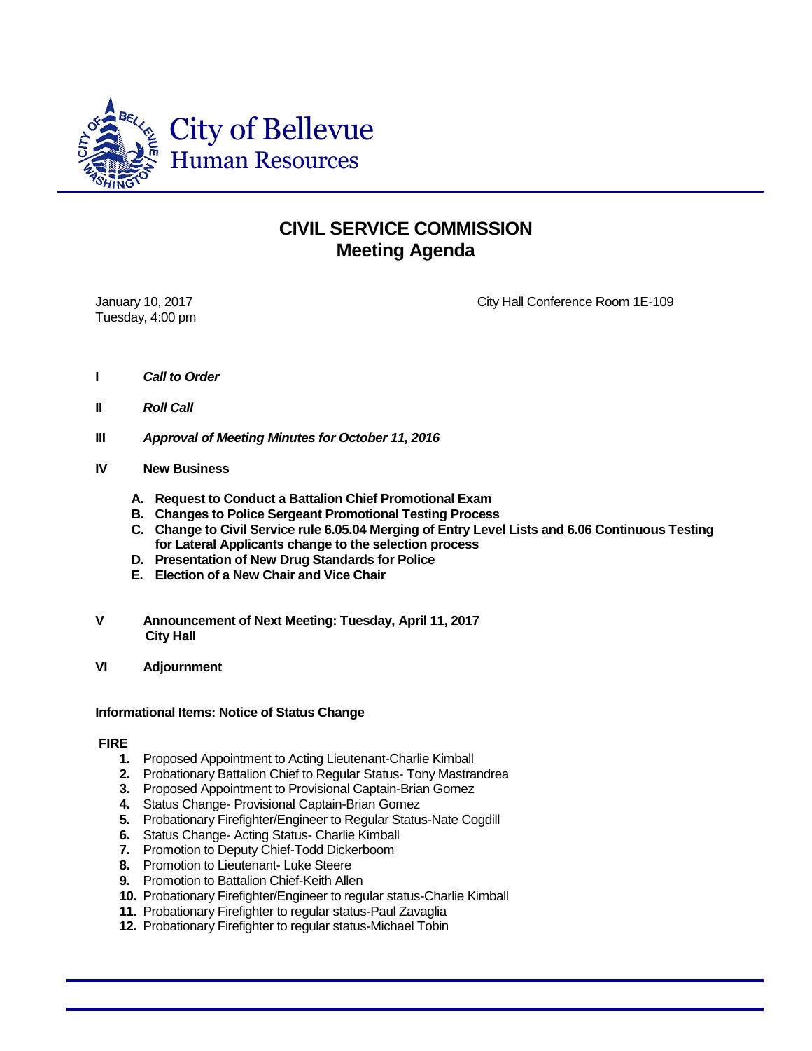City of Bellevue
Human Resources

# CIVIL SERVICE COMMISSION
## Meeting Agenda

January 10, 2017
Tuesday, 4:00 pm

City Hall Conference Room 1E-109

**I** ***Call to Order***

**II** ***Roll Call***

**III** ***Approval of Meeting Minutes for October 11, 2016***

**IV** **New Business**

- **A. Request to Conduct a Battalion Chief Promotional Exam**
- **B. Changes to Police Sergeant Promotional Testing Process**
- **C. Change to Civil Service rule 6.05.04 Merging of Entry Level Lists and 6.06 Continuous Testing for Lateral Applicants change to the selection process**
- **D. Presentation of New Drug Standards for Police**
- **E. Election of a New Chair and Vice Chair**

**V** **Announcement of Next Meeting: Tuesday, April 11, 2017**
**City Hall**

**VI** **Adjournment**

**Informational Items: Notice of Status Change**

**FIRE**

1. Proposed Appointment to Acting Lieutenant-Charlie Kimball
2. Probationary Battalion Chief to Regular Status- Tony Mastrandrea
3. Proposed Appointment to Provisional Captain-Brian Gomez
4. Status Change- Provisional Captain-Brian Gomez
5. Probationary Firefighter/Engineer to Regular Status-Nate Cogdill
6. Status Change- Acting Status- Charlie Kimball
7. Promotion to Deputy Chief-Todd Dickerboom
8. Promotion to Lieutenant- Luke Steere
9. Promotion to Battalion Chief-Keith Allen
10. Probationary Firefighter/Engineer to regular status-Charlie Kimball
11. Probationary Firefighter to regular status-Paul Zavaglia
12. Probationary Firefighter to regular status-Michael Tobin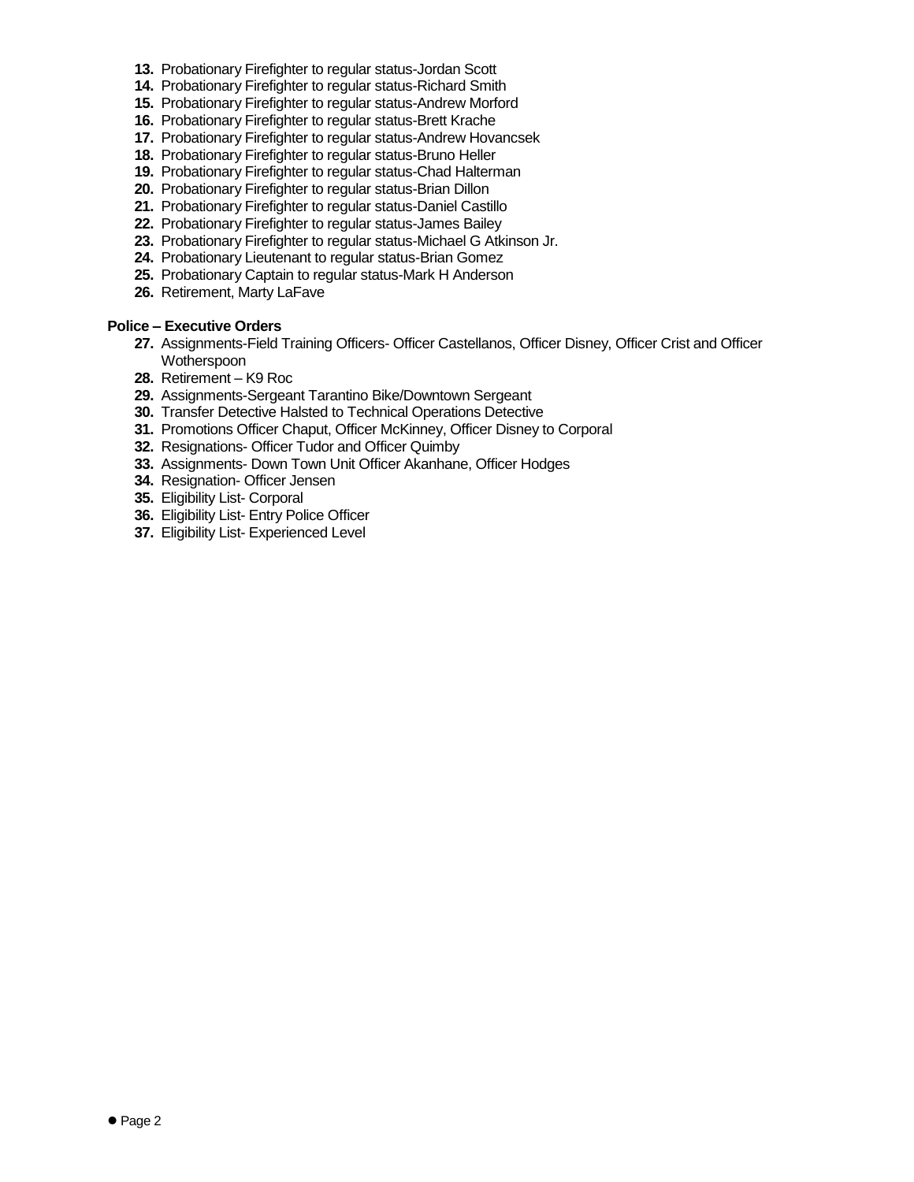13. Probationary Firefighter to regular status-Jordan Scott
14. Probationary Firefighter to regular status-Richard Smith
15. Probationary Firefighter to regular status-Andrew Morford
16. Probationary Firefighter to regular status-Brett Krache
17. Probationary Firefighter to regular status-Andrew Hovancsek
18. Probationary Firefighter to regular status-Bruno Heller
19. Probationary Firefighter to regular status-Chad Halterman
20. Probationary Firefighter to regular status-Brian Dillon
21. Probationary Firefighter to regular status-Daniel Castillo
22. Probationary Firefighter to regular status-James Bailey
23. Probationary Firefighter to regular status-Michael G Atkinson Jr.
24. Probationary Lieutenant to regular status-Brian Gomez
25. Probationary Captain to regular status-Mark H Anderson
26. Retirement, Marty LaFave

**Police – Executive Orders**

27. Assignments-Field Training Officers- Officer Castellanos, Officer Disney, Officer Crist and Officer Wotherspoon
28. Retirement – K9 Roc
29. Assignments-Sergeant Tarantino Bike/Downtown Sergeant
30. Transfer Detective Halsted to Technical Operations Detective
31. Promotions Officer Chaput, Officer McKinney, Officer Disney to Corporal
32. Resignations- Officer Tudor and Officer Quimby
33. Assignments- Down Town Unit Officer Akanhane, Officer Hodges
34. Resignation- Officer Jensen
35. Eligibility List- Corporal
36. Eligibility List- Entry Police Officer
37. Eligibility List- Experienced Level